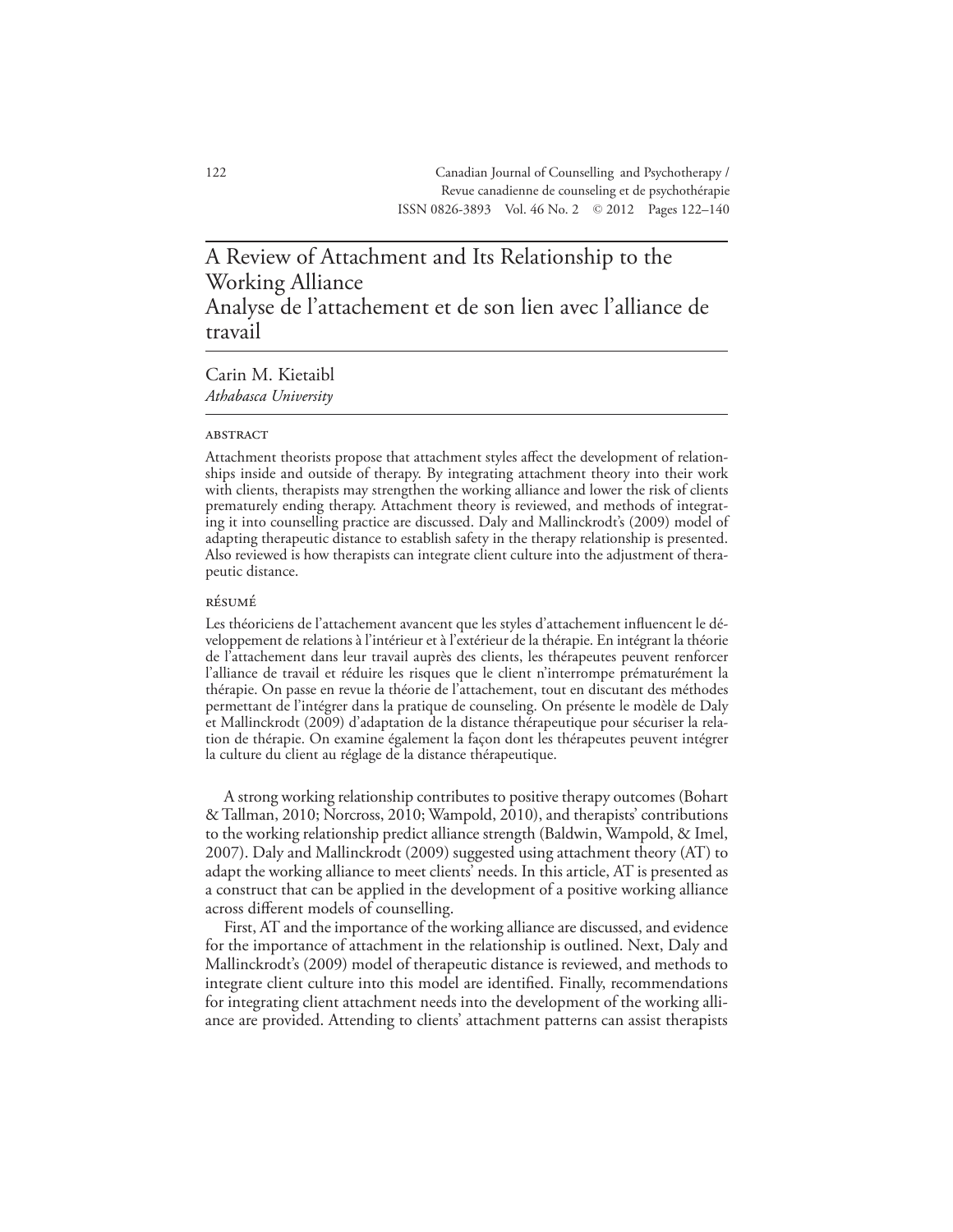# A Review of Attachment and Its Relationship to the Working Alliance
# Analyse de l'attachement et de son lien avec l'alliance de travail

Carin M. Kietaibl
*Athabasca University*

## ABSTRACT

Attachment theorists propose that attachment styles affect the development of relationships inside and outside of therapy. By integrating attachment theory into their work with clients, therapists may strengthen the working alliance and lower the risk of clients prematurely ending therapy. Attachment theory is reviewed, and methods of integrating it into counselling practice are discussed. Daly and Mallinckrodt's (2009) model of adapting therapeutic distance to establish safety in the therapy relationship is presented. Also reviewed is how therapists can integrate client culture into the adjustment of therapeutic distance.

## RÉSUMÉ

Les théoriciens de l'attachement avancent que les styles d'attachement influencent le développement de relations à l'intérieur et à l'extérieur de la thérapie. En intégrant la théorie de l'attachement dans leur travail auprès des clients, les thérapeutes peuvent renforcer l'alliance de travail et réduire les risques que le client n'interrompe prématurément la thérapie. On passe en revue la théorie de l'attachement, tout en discutant des méthodes permettant de l'intégrer dans la pratique de counseling. On présente le modèle de Daly et Mallinckrodt (2009) d'adaptation de la distance thérapeutique pour sécuriser la relation de thérapie. On examine également la façon dont les thérapeutes peuvent intégrer la culture du client au réglage de la distance thérapeutique.

A strong working relationship contributes to positive therapy outcomes (Bohart & Tallman, 2010; Norcross, 2010; Wampold, 2010), and therapists' contributions to the working relationship predict alliance strength (Baldwin, Wampold, & Imel, 2007). Daly and Mallinckrodt (2009) suggested using attachment theory (AT) to adapt the working alliance to meet clients' needs. In this article, AT is presented as a construct that can be applied in the development of a positive working alliance across different models of counselling.

First, AT and the importance of the working alliance are discussed, and evidence for the importance of attachment in the relationship is outlined. Next, Daly and Mallinckrodt's (2009) model of therapeutic distance is reviewed, and methods to integrate client culture into this model are identified. Finally, recommendations for integrating client attachment needs into the development of the working alliance are provided. Attending to clients' attachment patterns can assist therapists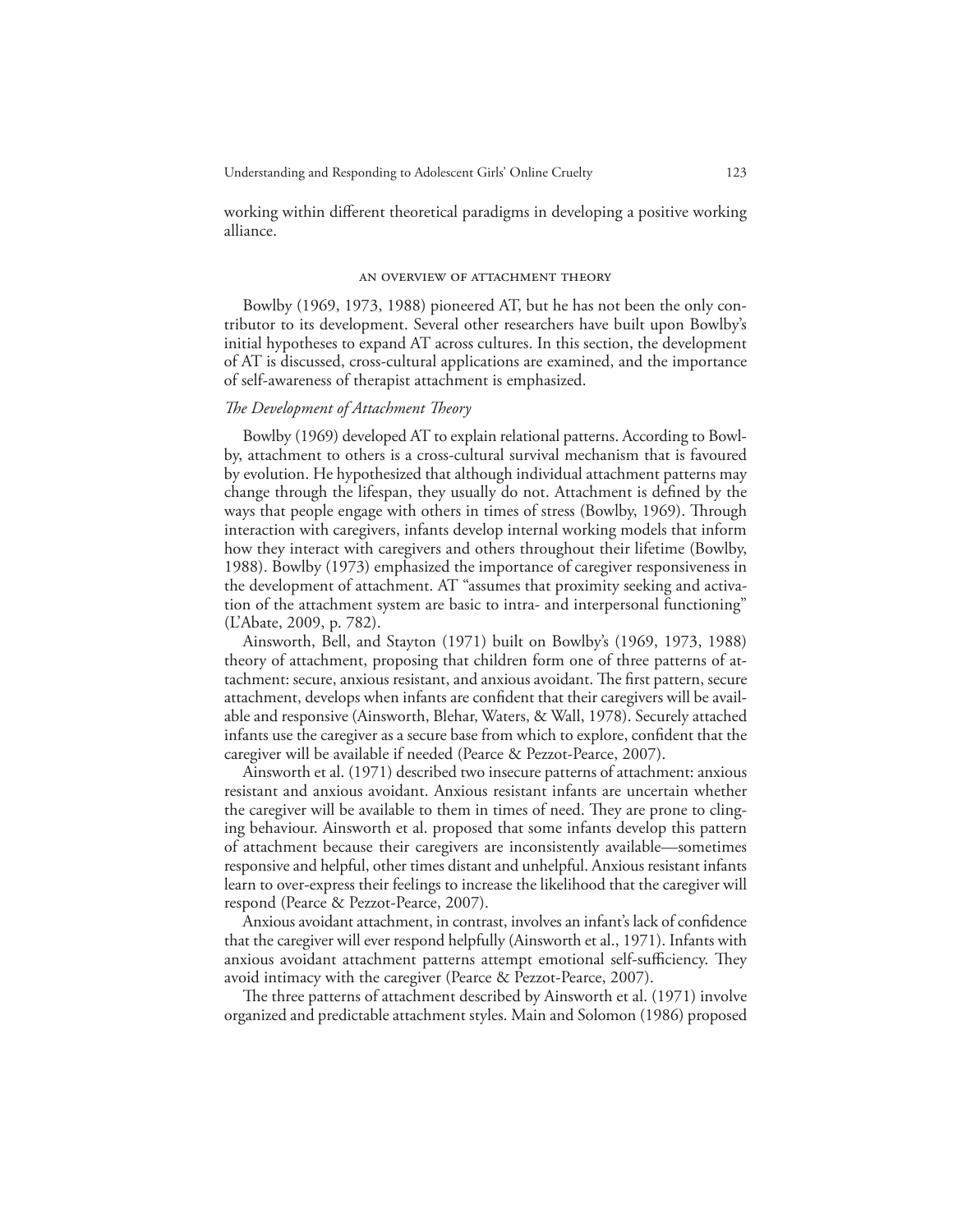working within different theoretical paradigms in developing a positive working alliance.

## AN OVERVIEW OF ATTACHMENT THEORY

Bowlby (1969, 1973, 1988) pioneered AT, but he has not been the only contributor to its development. Several other researchers have built upon Bowlby's initial hypotheses to expand AT across cultures. In this section, the development of AT is discussed, cross-cultural applications are examined, and the importance of self-awareness of therapist attachment is emphasized.

### *The Development of Attachment Theory*

Bowlby (1969) developed AT to explain relational patterns. According to Bowlby, attachment to others is a cross-cultural survival mechanism that is favoured by evolution. He hypothesized that although individual attachment patterns may change through the lifespan, they usually do not. Attachment is defined by the ways that people engage with others in times of stress (Bowlby, 1969). Through interaction with caregivers, infants develop internal working models that inform how they interact with caregivers and others throughout their lifetime (Bowlby, 1988). Bowlby (1973) emphasized the importance of caregiver responsiveness in the development of attachment. AT "assumes that proximity seeking and activation of the attachment system are basic to intra- and interpersonal functioning" (L'Abate, 2009, p. 782).

Ainsworth, Bell, and Stayton (1971) built on Bowlby's (1969, 1973, 1988) theory of attachment, proposing that children form one of three patterns of attachment: secure, anxious resistant, and anxious avoidant. The first pattern, secure attachment, develops when infants are confident that their caregivers will be available and responsive (Ainsworth, Blehar, Waters, & Wall, 1978). Securely attached infants use the caregiver as a secure base from which to explore, confident that the caregiver will be available if needed (Pearce & Pezzot-Pearce, 2007).

Ainsworth et al. (1971) described two insecure patterns of attachment: anxious resistant and anxious avoidant. Anxious resistant infants are uncertain whether the caregiver will be available to them in times of need. They are prone to clinging behaviour. Ainsworth et al. proposed that some infants develop this pattern of attachment because their caregivers are inconsistently available—sometimes responsive and helpful, other times distant and unhelpful. Anxious resistant infants learn to over-express their feelings to increase the likelihood that the caregiver will respond (Pearce & Pezzot-Pearce, 2007).

Anxious avoidant attachment, in contrast, involves an infant's lack of confidence that the caregiver will ever respond helpfully (Ainsworth et al., 1971). Infants with anxious avoidant attachment patterns attempt emotional self-sufficiency. They avoid intimacy with the caregiver (Pearce & Pezzot-Pearce, 2007).

The three patterns of attachment described by Ainsworth et al. (1971) involve organized and predictable attachment styles. Main and Solomon (1986) proposed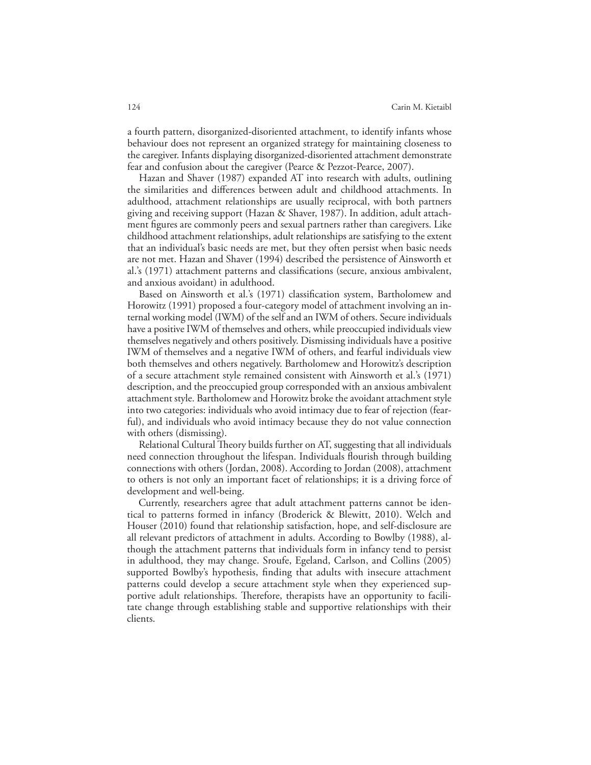a fourth pattern, disorganized-disoriented attachment, to identify infants whose behaviour does not represent an organized strategy for maintaining closeness to the caregiver. Infants displaying disorganized-disoriented attachment demonstrate fear and confusion about the caregiver (Pearce & Pezzot-Pearce, 2007).

Hazan and Shaver (1987) expanded AT into research with adults, outlining the similarities and differences between adult and childhood attachments. In adulthood, attachment relationships are usually reciprocal, with both partners giving and receiving support (Hazan & Shaver, 1987). In addition, adult attachment figures are commonly peers and sexual partners rather than caregivers. Like childhood attachment relationships, adult relationships are satisfying to the extent that an individual's basic needs are met, but they often persist when basic needs are not met. Hazan and Shaver (1994) described the persistence of Ainsworth et al.'s (1971) attachment patterns and classifications (secure, anxious ambivalent, and anxious avoidant) in adulthood.

Based on Ainsworth et al.'s (1971) classification system, Bartholomew and Horowitz (1991) proposed a four-category model of attachment involving an internal working model (IWM) of the self and an IWM of others. Secure individuals have a positive IWM of themselves and others, while preoccupied individuals view themselves negatively and others positively. Dismissing individuals have a positive IWM of themselves and a negative IWM of others, and fearful individuals view both themselves and others negatively. Bartholomew and Horowitz's description of a secure attachment style remained consistent with Ainsworth et al.'s (1971) description, and the preoccupied group corresponded with an anxious ambivalent attachment style. Bartholomew and Horowitz broke the avoidant attachment style into two categories: individuals who avoid intimacy due to fear of rejection (fearful), and individuals who avoid intimacy because they do not value connection with others (dismissing).

Relational Cultural Theory builds further on AT, suggesting that all individuals need connection throughout the lifespan. Individuals flourish through building connections with others (Jordan, 2008). According to Jordan (2008), attachment to others is not only an important facet of relationships; it is a driving force of development and well-being.

Currently, researchers agree that adult attachment patterns cannot be identical to patterns formed in infancy (Broderick & Blewitt, 2010). Welch and Houser (2010) found that relationship satisfaction, hope, and self-disclosure are all relevant predictors of attachment in adults. According to Bowlby (1988), although the attachment patterns that individuals form in infancy tend to persist in adulthood, they may change. Sroufe, Egeland, Carlson, and Collins (2005) supported Bowlby's hypothesis, finding that adults with insecure attachment patterns could develop a secure attachment style when they experienced supportive adult relationships. Therefore, therapists have an opportunity to facilitate change through establishing stable and supportive relationships with their clients.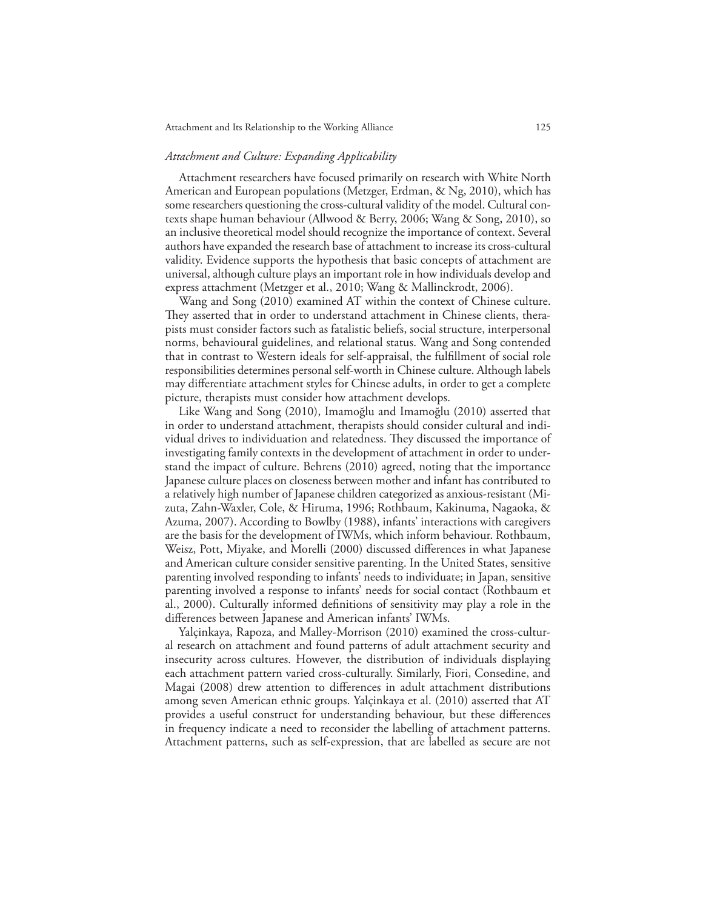### *Attachment and Culture: Expanding Applicability*

Attachment researchers have focused primarily on research with White North American and European populations (Metzger, Erdman, & Ng, 2010), which has some researchers questioning the cross-cultural validity of the model. Cultural contexts shape human behaviour (Allwood & Berry, 2006; Wang & Song, 2010), so an inclusive theoretical model should recognize the importance of context. Several authors have expanded the research base of attachment to increase its cross-cultural validity. Evidence supports the hypothesis that basic concepts of attachment are universal, although culture plays an important role in how individuals develop and express attachment (Metzger et al., 2010; Wang & Mallinckrodt, 2006).

Wang and Song (2010) examined AT within the context of Chinese culture. They asserted that in order to understand attachment in Chinese clients, therapists must consider factors such as fatalistic beliefs, social structure, interpersonal norms, behavioural guidelines, and relational status. Wang and Song contended that in contrast to Western ideals for self-appraisal, the fulfillment of social role responsibilities determines personal self-worth in Chinese culture. Although labels may differentiate attachment styles for Chinese adults, in order to get a complete picture, therapists must consider how attachment develops.

Like Wang and Song (2010), Imamoğlu and Imamoğlu (2010) asserted that in order to understand attachment, therapists should consider cultural and individual drives to individuation and relatedness. They discussed the importance of investigating family contexts in the development of attachment in order to understand the impact of culture. Behrens (2010) agreed, noting that the importance Japanese culture places on closeness between mother and infant has contributed to a relatively high number of Japanese children categorized as anxious-resistant (Mizuta, Zahn-Waxler, Cole, & Hiruma, 1996; Rothbaum, Kakinuma, Nagaoka, & Azuma, 2007). According to Bowlby (1988), infants' interactions with caregivers are the basis for the development of IWMs, which inform behaviour. Rothbaum, Weisz, Pott, Miyake, and Morelli (2000) discussed differences in what Japanese and American culture consider sensitive parenting. In the United States, sensitive parenting involved responding to infants' needs to individuate; in Japan, sensitive parenting involved a response to infants' needs for social contact (Rothbaum et al., 2000). Culturally informed definitions of sensitivity may play a role in the differences between Japanese and American infants' IWMs.

Yalçinkaya, Rapoza, and Malley-Morrison (2010) examined the cross-cultural research on attachment and found patterns of adult attachment security and insecurity across cultures. However, the distribution of individuals displaying each attachment pattern varied cross-culturally. Similarly, Fiori, Consedine, and Magai (2008) drew attention to differences in adult attachment distributions among seven American ethnic groups. Yalçinkaya et al. (2010) asserted that AT provides a useful construct for understanding behaviour, but these differences in frequency indicate a need to reconsider the labelling of attachment patterns. Attachment patterns, such as self-expression, that are labelled as secure are not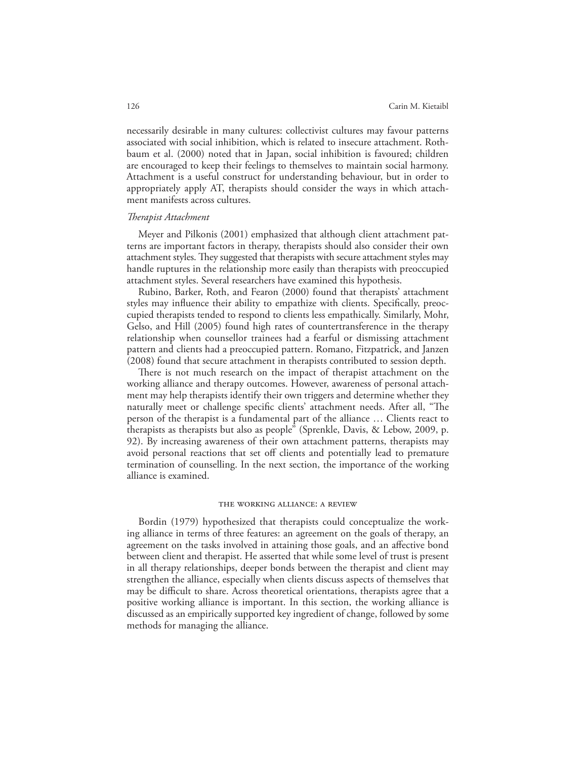necessarily desirable in many cultures: collectivist cultures may favour patterns associated with social inhibition, which is related to insecure attachment. Rothbaum et al. (2000) noted that in Japan, social inhibition is favoured; children are encouraged to keep their feelings to themselves to maintain social harmony. Attachment is a useful construct for understanding behaviour, but in order to appropriately apply AT, therapists should consider the ways in which attachment manifests across cultures.

### *Therapist Attachment*

Meyer and Pilkonis (2001) emphasized that although client attachment patterns are important factors in therapy, therapists should also consider their own attachment styles. They suggested that therapists with secure attachment styles may handle ruptures in the relationship more easily than therapists with preoccupied attachment styles. Several researchers have examined this hypothesis.

Rubino, Barker, Roth, and Fearon (2000) found that therapists' attachment styles may influence their ability to empathize with clients. Specifically, preoccupied therapists tended to respond to clients less empathically. Similarly, Mohr, Gelso, and Hill (2005) found high rates of countertransference in the therapy relationship when counsellor trainees had a fearful or dismissing attachment pattern and clients had a preoccupied pattern. Romano, Fitzpatrick, and Janzen (2008) found that secure attachment in therapists contributed to session depth.

There is not much research on the impact of therapist attachment on the working alliance and therapy outcomes. However, awareness of personal attachment may help therapists identify their own triggers and determine whether they naturally meet or challenge specific clients' attachment needs. After all, "The person of the therapist is a fundamental part of the alliance … Clients react to therapists as therapists but also as people" (Sprenkle, Davis, & Lebow, 2009, p. 92). By increasing awareness of their own attachment patterns, therapists may avoid personal reactions that set off clients and potentially lead to premature termination of counselling. In the next section, the importance of the working alliance is examined.

## THE WORKING ALLIANCE: A REVIEW

Bordin (1979) hypothesized that therapists could conceptualize the working alliance in terms of three features: an agreement on the goals of therapy, an agreement on the tasks involved in attaining those goals, and an affective bond between client and therapist. He asserted that while some level of trust is present in all therapy relationships, deeper bonds between the therapist and client may strengthen the alliance, especially when clients discuss aspects of themselves that may be difficult to share. Across theoretical orientations, therapists agree that a positive working alliance is important. In this section, the working alliance is discussed as an empirically supported key ingredient of change, followed by some methods for managing the alliance.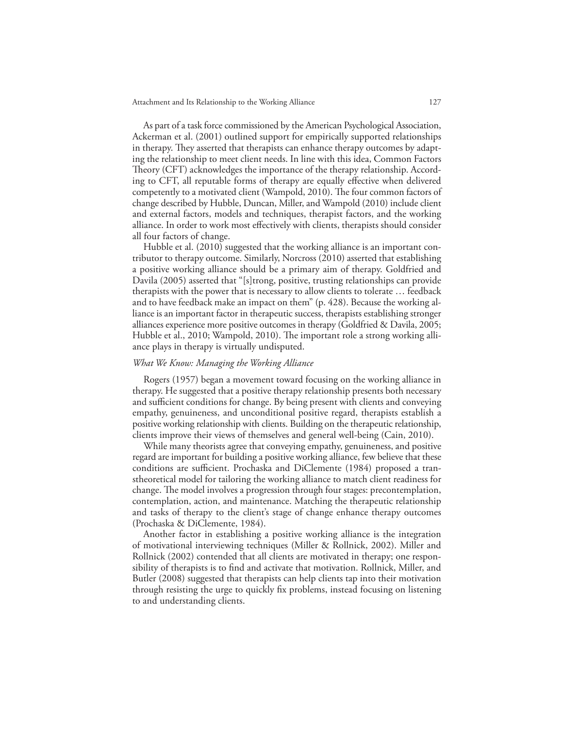As part of a task force commissioned by the American Psychological Association, Ackerman et al. (2001) outlined support for empirically supported relationships in therapy. They asserted that therapists can enhance therapy outcomes by adapting the relationship to meet client needs. In line with this idea, Common Factors Theory (CFT) acknowledges the importance of the therapy relationship. According to CFT, all reputable forms of therapy are equally effective when delivered competently to a motivated client (Wampold, 2010). The four common factors of change described by Hubble, Duncan, Miller, and Wampold (2010) include client and external factors, models and techniques, therapist factors, and the working alliance. In order to work most effectively with clients, therapists should consider all four factors of change.

Hubble et al. (2010) suggested that the working alliance is an important contributor to therapy outcome. Similarly, Norcross (2010) asserted that establishing a positive working alliance should be a primary aim of therapy. Goldfried and Davila (2005) asserted that "[s]trong, positive, trusting relationships can provide therapists with the power that is necessary to allow clients to tolerate … feedback and to have feedback make an impact on them" (p. 428). Because the working alliance is an important factor in therapeutic success, therapists establishing stronger alliances experience more positive outcomes in therapy (Goldfried & Davila, 2005; Hubble et al., 2010; Wampold, 2010). The important role a strong working alliance plays in therapy is virtually undisputed.

*What We Know: Managing the Working Alliance*

Rogers (1957) began a movement toward focusing on the working alliance in therapy. He suggested that a positive therapy relationship presents both necessary and sufficient conditions for change. By being present with clients and conveying empathy, genuineness, and unconditional positive regard, therapists establish a positive working relationship with clients. Building on the therapeutic relationship, clients improve their views of themselves and general well-being (Cain, 2010).

While many theorists agree that conveying empathy, genuineness, and positive regard are important for building a positive working alliance, few believe that these conditions are sufficient. Prochaska and DiClemente (1984) proposed a transtheoretical model for tailoring the working alliance to match client readiness for change. The model involves a progression through four stages: precontemplation, contemplation, action, and maintenance. Matching the therapeutic relationship and tasks of therapy to the client's stage of change enhance therapy outcomes (Prochaska & DiClemente, 1984).

Another factor in establishing a positive working alliance is the integration of motivational interviewing techniques (Miller & Rollnick, 2002). Miller and Rollnick (2002) contended that all clients are motivated in therapy; one responsibility of therapists is to find and activate that motivation. Rollnick, Miller, and Butler (2008) suggested that therapists can help clients tap into their motivation through resisting the urge to quickly fix problems, instead focusing on listening to and understanding clients.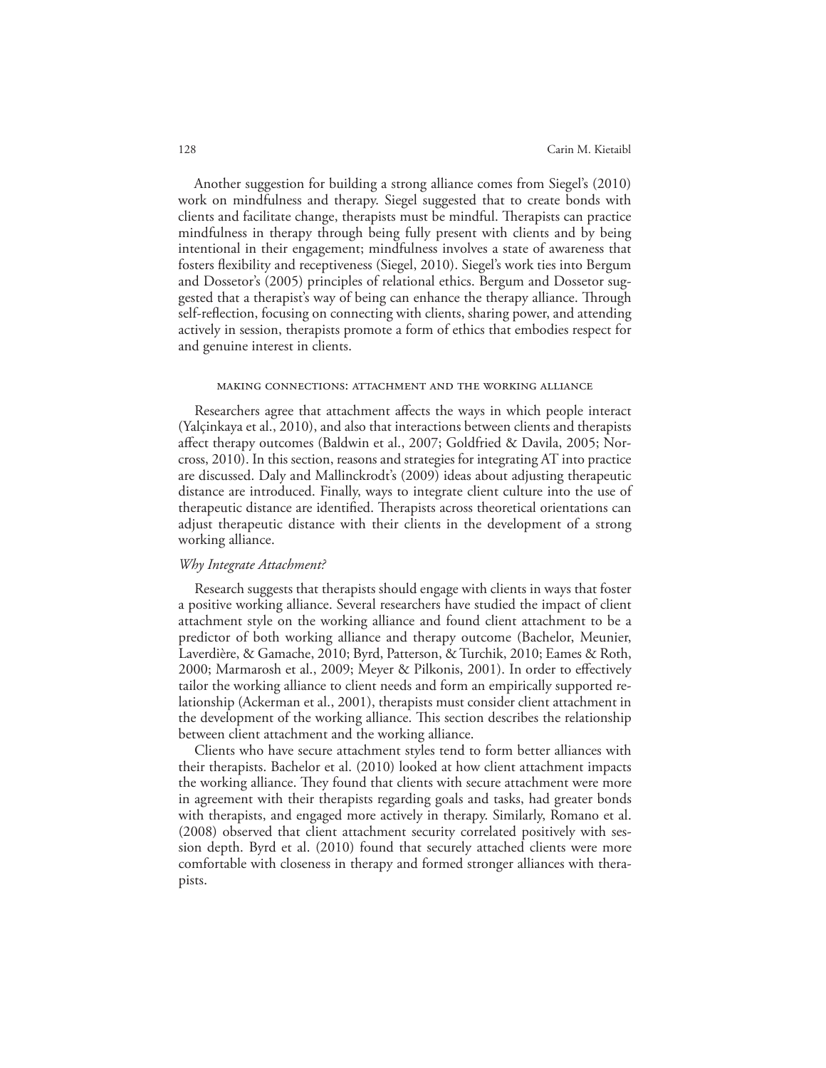Another suggestion for building a strong alliance comes from Siegel's (2010) work on mindfulness and therapy. Siegel suggested that to create bonds with clients and facilitate change, therapists must be mindful. Therapists can practice mindfulness in therapy through being fully present with clients and by being intentional in their engagement; mindfulness involves a state of awareness that fosters flexibility and receptiveness (Siegel, 2010). Siegel's work ties into Bergum and Dossetor's (2005) principles of relational ethics. Bergum and Dossetor suggested that a therapist's way of being can enhance the therapy alliance. Through self-reflection, focusing on connecting with clients, sharing power, and attending actively in session, therapists promote a form of ethics that embodies respect for and genuine interest in clients.

## MAKING CONNECTIONS: ATTACHMENT AND THE WORKING ALLIANCE

Researchers agree that attachment affects the ways in which people interact (Yalçinkaya et al., 2010), and also that interactions between clients and therapists affect therapy outcomes (Baldwin et al., 2007; Goldfried & Davila, 2005; Norcross, 2010). In this section, reasons and strategies for integrating AT into practice are discussed. Daly and Mallinckrodt's (2009) ideas about adjusting therapeutic distance are introduced. Finally, ways to integrate client culture into the use of therapeutic distance are identified. Therapists across theoretical orientations can adjust therapeutic distance with their clients in the development of a strong working alliance.

### *Why Integrate Attachment?*

Research suggests that therapists should engage with clients in ways that foster a positive working alliance. Several researchers have studied the impact of client attachment style on the working alliance and found client attachment to be a predictor of both working alliance and therapy outcome (Bachelor, Meunier, Laverdière, & Gamache, 2010; Byrd, Patterson, & Turchik, 2010; Eames & Roth, 2000; Marmarosh et al., 2009; Meyer & Pilkonis, 2001). In order to effectively tailor the working alliance to client needs and form an empirically supported relationship (Ackerman et al., 2001), therapists must consider client attachment in the development of the working alliance. This section describes the relationship between client attachment and the working alliance.

Clients who have secure attachment styles tend to form better alliances with their therapists. Bachelor et al. (2010) looked at how client attachment impacts the working alliance. They found that clients with secure attachment were more in agreement with their therapists regarding goals and tasks, had greater bonds with therapists, and engaged more actively in therapy. Similarly, Romano et al. (2008) observed that client attachment security correlated positively with session depth. Byrd et al. (2010) found that securely attached clients were more comfortable with closeness in therapy and formed stronger alliances with therapists.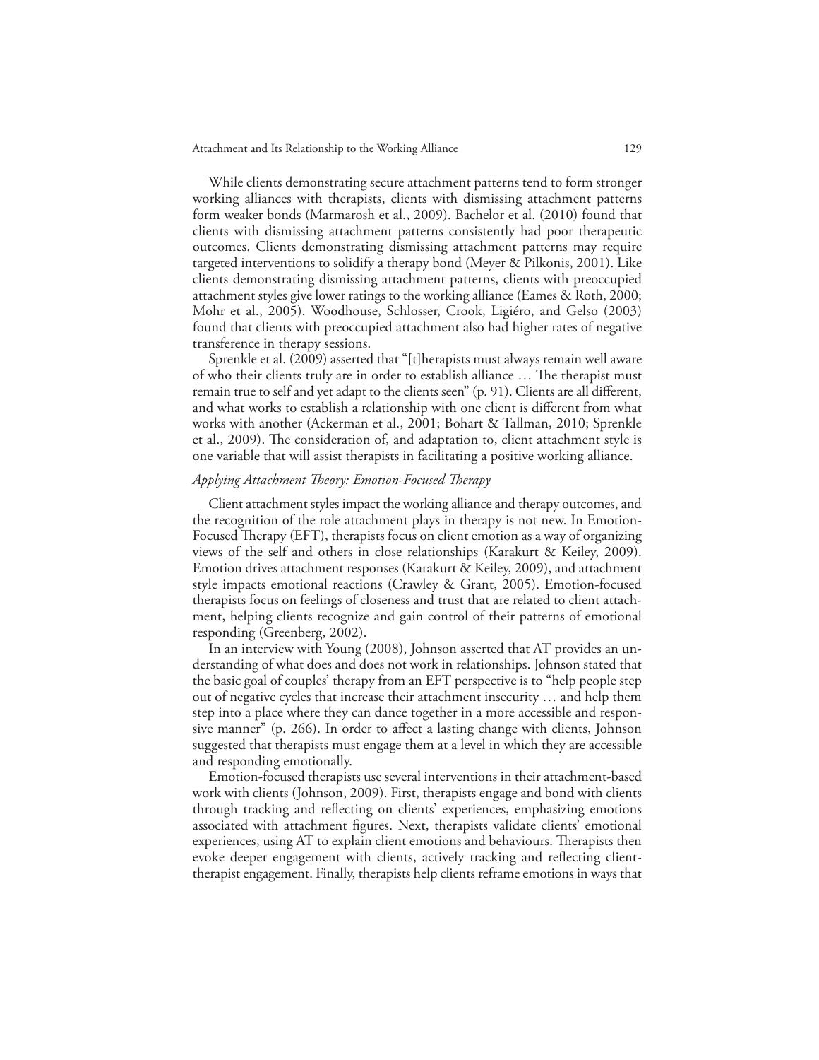While clients demonstrating secure attachment patterns tend to form stronger working alliances with therapists, clients with dismissing attachment patterns form weaker bonds (Marmarosh et al., 2009). Bachelor et al. (2010) found that clients with dismissing attachment patterns consistently had poor therapeutic outcomes. Clients demonstrating dismissing attachment patterns may require targeted interventions to solidify a therapy bond (Meyer & Pilkonis, 2001). Like clients demonstrating dismissing attachment patterns, clients with preoccupied attachment styles give lower ratings to the working alliance (Eames & Roth, 2000; Mohr et al., 2005). Woodhouse, Schlosser, Crook, Ligiéro, and Gelso (2003) found that clients with preoccupied attachment also had higher rates of negative transference in therapy sessions.

Sprenkle et al. (2009) asserted that "[t]herapists must always remain well aware of who their clients truly are in order to establish alliance … The therapist must remain true to self and yet adapt to the clients seen" (p. 91). Clients are all different, and what works to establish a relationship with one client is different from what works with another (Ackerman et al., 2001; Bohart & Tallman, 2010; Sprenkle et al., 2009). The consideration of, and adaptation to, client attachment style is one variable that will assist therapists in facilitating a positive working alliance.

### *Applying Attachment Theory: Emotion-Focused Therapy*

Client attachment styles impact the working alliance and therapy outcomes, and the recognition of the role attachment plays in therapy is not new. In Emotion-Focused Therapy (EFT), therapists focus on client emotion as a way of organizing views of the self and others in close relationships (Karakurt & Keiley, 2009). Emotion drives attachment responses (Karakurt & Keiley, 2009), and attachment style impacts emotional reactions (Crawley & Grant, 2005). Emotion-focused therapists focus on feelings of closeness and trust that are related to client attachment, helping clients recognize and gain control of their patterns of emotional responding (Greenberg, 2002).

In an interview with Young (2008), Johnson asserted that AT provides an understanding of what does and does not work in relationships. Johnson stated that the basic goal of couples' therapy from an EFT perspective is to "help people step out of negative cycles that increase their attachment insecurity … and help them step into a place where they can dance together in a more accessible and responsive manner" (p. 266). In order to affect a lasting change with clients, Johnson suggested that therapists must engage them at a level in which they are accessible and responding emotionally.

Emotion-focused therapists use several interventions in their attachment-based work with clients (Johnson, 2009). First, therapists engage and bond with clients through tracking and reflecting on clients' experiences, emphasizing emotions associated with attachment figures. Next, therapists validate clients' emotional experiences, using AT to explain client emotions and behaviours. Therapists then evoke deeper engagement with clients, actively tracking and reflecting client-therapist engagement. Finally, therapists help clients reframe emotions in ways that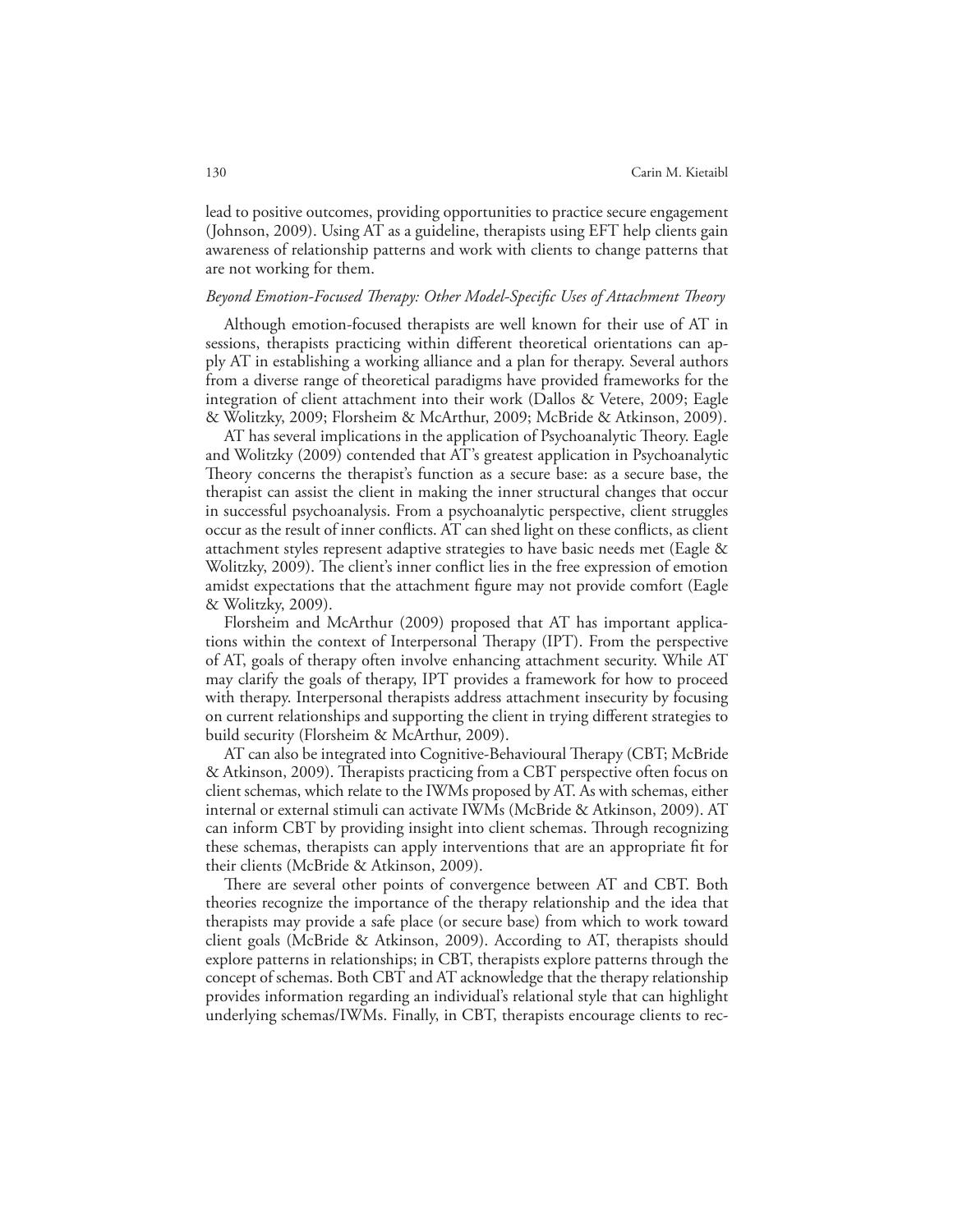lead to positive outcomes, providing opportunities to practice secure engagement (Johnson, 2009). Using AT as a guideline, therapists using EFT help clients gain awareness of relationship patterns and work with clients to change patterns that are not working for them.

### *Beyond Emotion-Focused Therapy: Other Model-Specific Uses of Attachment Theory*

Although emotion-focused therapists are well known for their use of AT in sessions, therapists practicing within different theoretical orientations can apply AT in establishing a working alliance and a plan for therapy. Several authors from a diverse range of theoretical paradigms have provided frameworks for the integration of client attachment into their work (Dallos & Vetere, 2009; Eagle & Wolitzky, 2009; Florsheim & McArthur, 2009; McBride & Atkinson, 2009).

AT has several implications in the application of Psychoanalytic Theory. Eagle and Wolitzky (2009) contended that AT's greatest application in Psychoanalytic Theory concerns the therapist's function as a secure base: as a secure base, the therapist can assist the client in making the inner structural changes that occur in successful psychoanalysis. From a psychoanalytic perspective, client struggles occur as the result of inner conflicts. AT can shed light on these conflicts, as client attachment styles represent adaptive strategies to have basic needs met (Eagle & Wolitzky, 2009). The client's inner conflict lies in the free expression of emotion amidst expectations that the attachment figure may not provide comfort (Eagle & Wolitzky, 2009).

Florsheim and McArthur (2009) proposed that AT has important applications within the context of Interpersonal Therapy (IPT). From the perspective of AT, goals of therapy often involve enhancing attachment security. While AT may clarify the goals of therapy, IPT provides a framework for how to proceed with therapy. Interpersonal therapists address attachment insecurity by focusing on current relationships and supporting the client in trying different strategies to build security (Florsheim & McArthur, 2009).

AT can also be integrated into Cognitive-Behavioural Therapy (CBT; McBride & Atkinson, 2009). Therapists practicing from a CBT perspective often focus on client schemas, which relate to the IWMs proposed by AT. As with schemas, either internal or external stimuli can activate IWMs (McBride & Atkinson, 2009). AT can inform CBT by providing insight into client schemas. Through recognizing these schemas, therapists can apply interventions that are an appropriate fit for their clients (McBride & Atkinson, 2009).

There are several other points of convergence between AT and CBT. Both theories recognize the importance of the therapy relationship and the idea that therapists may provide a safe place (or secure base) from which to work toward client goals (McBride & Atkinson, 2009). According to AT, therapists should explore patterns in relationships; in CBT, therapists explore patterns through the concept of schemas. Both CBT and AT acknowledge that the therapy relationship provides information regarding an individual's relational style that can highlight underlying schemas/IWMs. Finally, in CBT, therapists encourage clients to rec-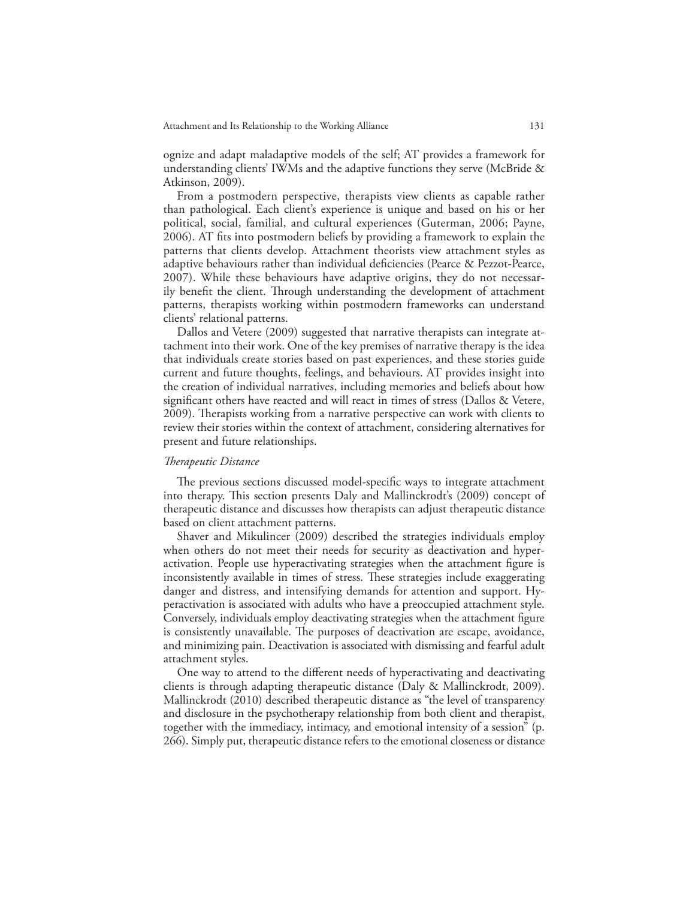ognize and adapt maladaptive models of the self; AT provides a framework for understanding clients' IWMs and the adaptive functions they serve (McBride & Atkinson, 2009).

From a postmodern perspective, therapists view clients as capable rather than pathological. Each client's experience is unique and based on his or her political, social, familial, and cultural experiences (Guterman, 2006; Payne, 2006). AT fits into postmodern beliefs by providing a framework to explain the patterns that clients develop. Attachment theorists view attachment styles as adaptive behaviours rather than individual deficiencies (Pearce & Pezzot-Pearce, 2007). While these behaviours have adaptive origins, they do not necessarily benefit the client. Through understanding the development of attachment patterns, therapists working within postmodern frameworks can understand clients' relational patterns.

Dallos and Vetere (2009) suggested that narrative therapists can integrate attachment into their work. One of the key premises of narrative therapy is the idea that individuals create stories based on past experiences, and these stories guide current and future thoughts, feelings, and behaviours. AT provides insight into the creation of individual narratives, including memories and beliefs about how significant others have reacted and will react in times of stress (Dallos & Vetere, 2009). Therapists working from a narrative perspective can work with clients to review their stories within the context of attachment, considering alternatives for present and future relationships.

### *Therapeutic Distance*

The previous sections discussed model-specific ways to integrate attachment into therapy. This section presents Daly and Mallinckrodt's (2009) concept of therapeutic distance and discusses how therapists can adjust therapeutic distance based on client attachment patterns.

Shaver and Mikulincer (2009) described the strategies individuals employ when others do not meet their needs for security as deactivation and hyperactivation. People use hyperactivating strategies when the attachment figure is inconsistently available in times of stress. These strategies include exaggerating danger and distress, and intensifying demands for attention and support. Hyperactivation is associated with adults who have a preoccupied attachment style. Conversely, individuals employ deactivating strategies when the attachment figure is consistently unavailable. The purposes of deactivation are escape, avoidance, and minimizing pain. Deactivation is associated with dismissing and fearful adult attachment styles.

One way to attend to the different needs of hyperactivating and deactivating clients is through adapting therapeutic distance (Daly & Mallinckrodt, 2009). Mallinckrodt (2010) described therapeutic distance as "the level of transparency and disclosure in the psychotherapy relationship from both client and therapist, together with the immediacy, intimacy, and emotional intensity of a session" (p. 266). Simply put, therapeutic distance refers to the emotional closeness or distance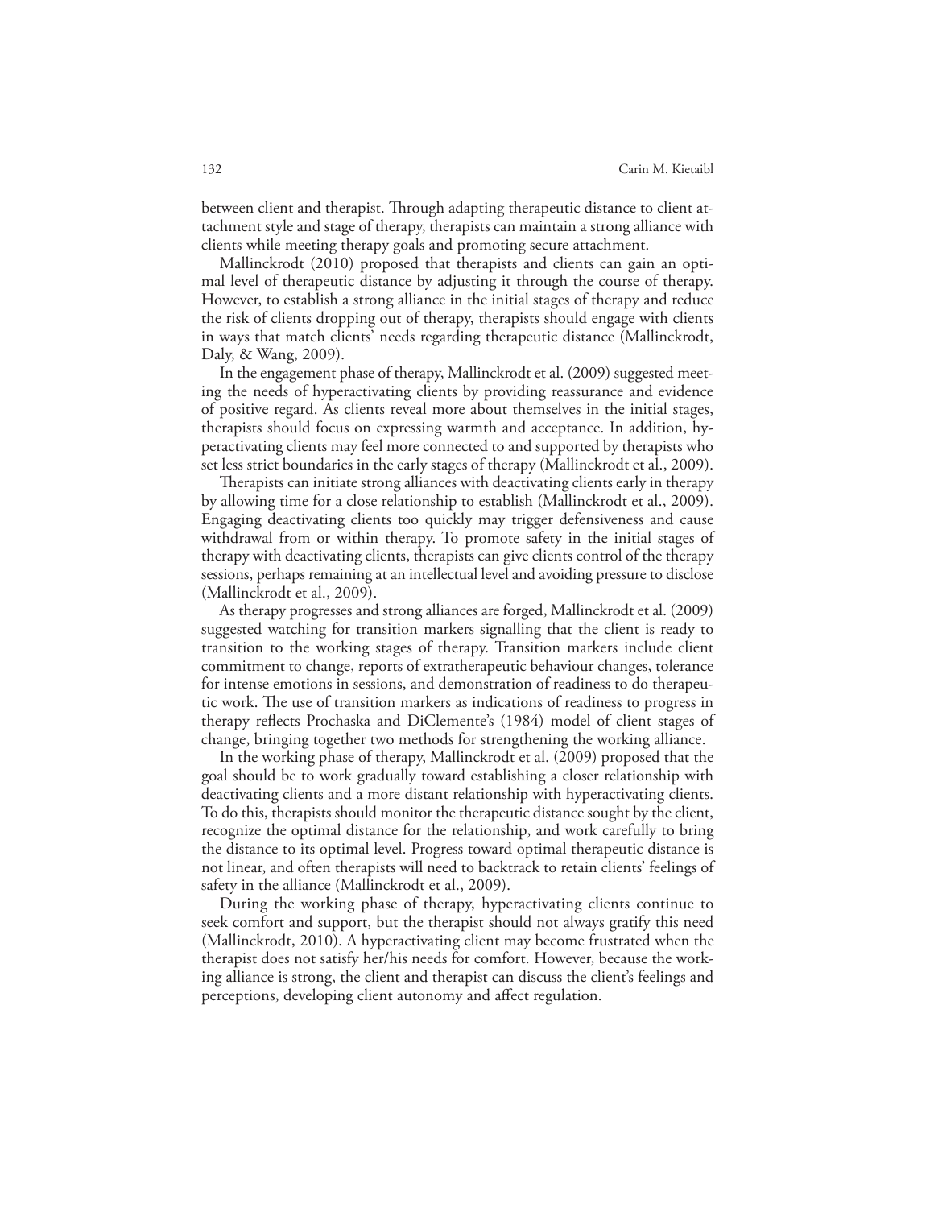between client and therapist. Through adapting therapeutic distance to client attachment style and stage of therapy, therapists can maintain a strong alliance with clients while meeting therapy goals and promoting secure attachment.

Mallinckrodt (2010) proposed that therapists and clients can gain an optimal level of therapeutic distance by adjusting it through the course of therapy. However, to establish a strong alliance in the initial stages of therapy and reduce the risk of clients dropping out of therapy, therapists should engage with clients in ways that match clients' needs regarding therapeutic distance (Mallinckrodt, Daly, & Wang, 2009).

In the engagement phase of therapy, Mallinckrodt et al. (2009) suggested meeting the needs of hyperactivating clients by providing reassurance and evidence of positive regard. As clients reveal more about themselves in the initial stages, therapists should focus on expressing warmth and acceptance. In addition, hyperactivating clients may feel more connected to and supported by therapists who set less strict boundaries in the early stages of therapy (Mallinckrodt et al., 2009).

Therapists can initiate strong alliances with deactivating clients early in therapy by allowing time for a close relationship to establish (Mallinckrodt et al., 2009). Engaging deactivating clients too quickly may trigger defensiveness and cause withdrawal from or within therapy. To promote safety in the initial stages of therapy with deactivating clients, therapists can give clients control of the therapy sessions, perhaps remaining at an intellectual level and avoiding pressure to disclose (Mallinckrodt et al., 2009).

As therapy progresses and strong alliances are forged, Mallinckrodt et al. (2009) suggested watching for transition markers signalling that the client is ready to transition to the working stages of therapy. Transition markers include client commitment to change, reports of extratherapeutic behaviour changes, tolerance for intense emotions in sessions, and demonstration of readiness to do therapeutic work. The use of transition markers as indications of readiness to progress in therapy reflects Prochaska and DiClemente's (1984) model of client stages of change, bringing together two methods for strengthening the working alliance.

In the working phase of therapy, Mallinckrodt et al. (2009) proposed that the goal should be to work gradually toward establishing a closer relationship with deactivating clients and a more distant relationship with hyperactivating clients. To do this, therapists should monitor the therapeutic distance sought by the client, recognize the optimal distance for the relationship, and work carefully to bring the distance to its optimal level. Progress toward optimal therapeutic distance is not linear, and often therapists will need to backtrack to retain clients' feelings of safety in the alliance (Mallinckrodt et al., 2009).

During the working phase of therapy, hyperactivating clients continue to seek comfort and support, but the therapist should not always gratify this need (Mallinckrodt, 2010). A hyperactivating client may become frustrated when the therapist does not satisfy her/his needs for comfort. However, because the working alliance is strong, the client and therapist can discuss the client's feelings and perceptions, developing client autonomy and affect regulation.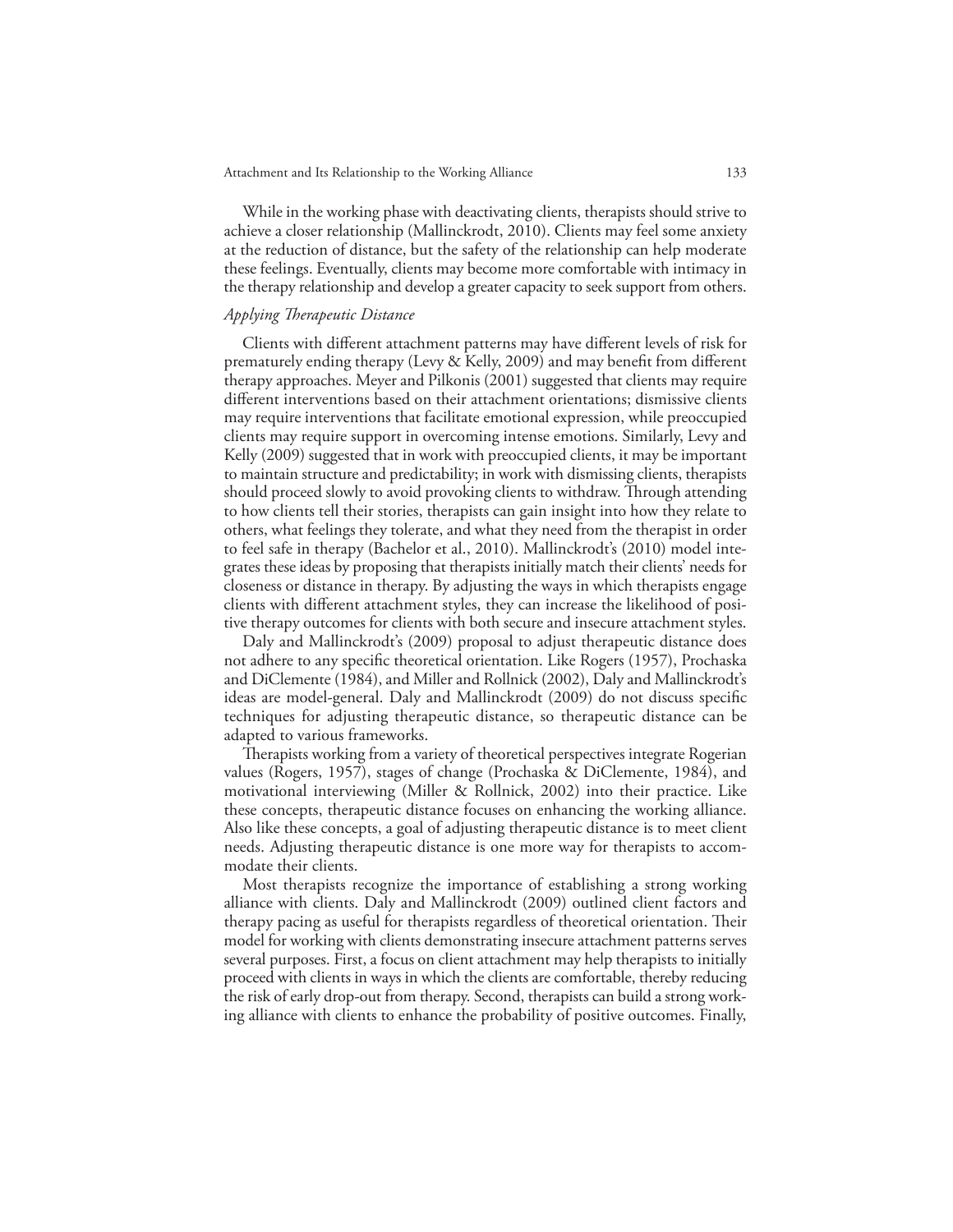While in the working phase with deactivating clients, therapists should strive to achieve a closer relationship (Mallinckrodt, 2010). Clients may feel some anxiety at the reduction of distance, but the safety of the relationship can help moderate these feelings. Eventually, clients may become more comfortable with intimacy in the therapy relationship and develop a greater capacity to seek support from others.

### *Applying Therapeutic Distance*

Clients with different attachment patterns may have different levels of risk for prematurely ending therapy (Levy & Kelly, 2009) and may benefit from different therapy approaches. Meyer and Pilkonis (2001) suggested that clients may require different interventions based on their attachment orientations; dismissive clients may require interventions that facilitate emotional expression, while preoccupied clients may require support in overcoming intense emotions. Similarly, Levy and Kelly (2009) suggested that in work with preoccupied clients, it may be important to maintain structure and predictability; in work with dismissing clients, therapists should proceed slowly to avoid provoking clients to withdraw. Through attending to how clients tell their stories, therapists can gain insight into how they relate to others, what feelings they tolerate, and what they need from the therapist in order to feel safe in therapy (Bachelor et al., 2010). Mallinckrodt's (2010) model integrates these ideas by proposing that therapists initially match their clients' needs for closeness or distance in therapy. By adjusting the ways in which therapists engage clients with different attachment styles, they can increase the likelihood of positive therapy outcomes for clients with both secure and insecure attachment styles.

Daly and Mallinckrodt's (2009) proposal to adjust therapeutic distance does not adhere to any specific theoretical orientation. Like Rogers (1957), Prochaska and DiClemente (1984), and Miller and Rollnick (2002), Daly and Mallinckrodt's ideas are model-general. Daly and Mallinckrodt (2009) do not discuss specific techniques for adjusting therapeutic distance, so therapeutic distance can be adapted to various frameworks.

Therapists working from a variety of theoretical perspectives integrate Rogerian values (Rogers, 1957), stages of change (Prochaska & DiClemente, 1984), and motivational interviewing (Miller & Rollnick, 2002) into their practice. Like these concepts, therapeutic distance focuses on enhancing the working alliance. Also like these concepts, a goal of adjusting therapeutic distance is to meet client needs. Adjusting therapeutic distance is one more way for therapists to accommodate their clients.

Most therapists recognize the importance of establishing a strong working alliance with clients. Daly and Mallinckrodt (2009) outlined client factors and therapy pacing as useful for therapists regardless of theoretical orientation. Their model for working with clients demonstrating insecure attachment patterns serves several purposes. First, a focus on client attachment may help therapists to initially proceed with clients in ways in which the clients are comfortable, thereby reducing the risk of early drop-out from therapy. Second, therapists can build a strong working alliance with clients to enhance the probability of positive outcomes. Finally,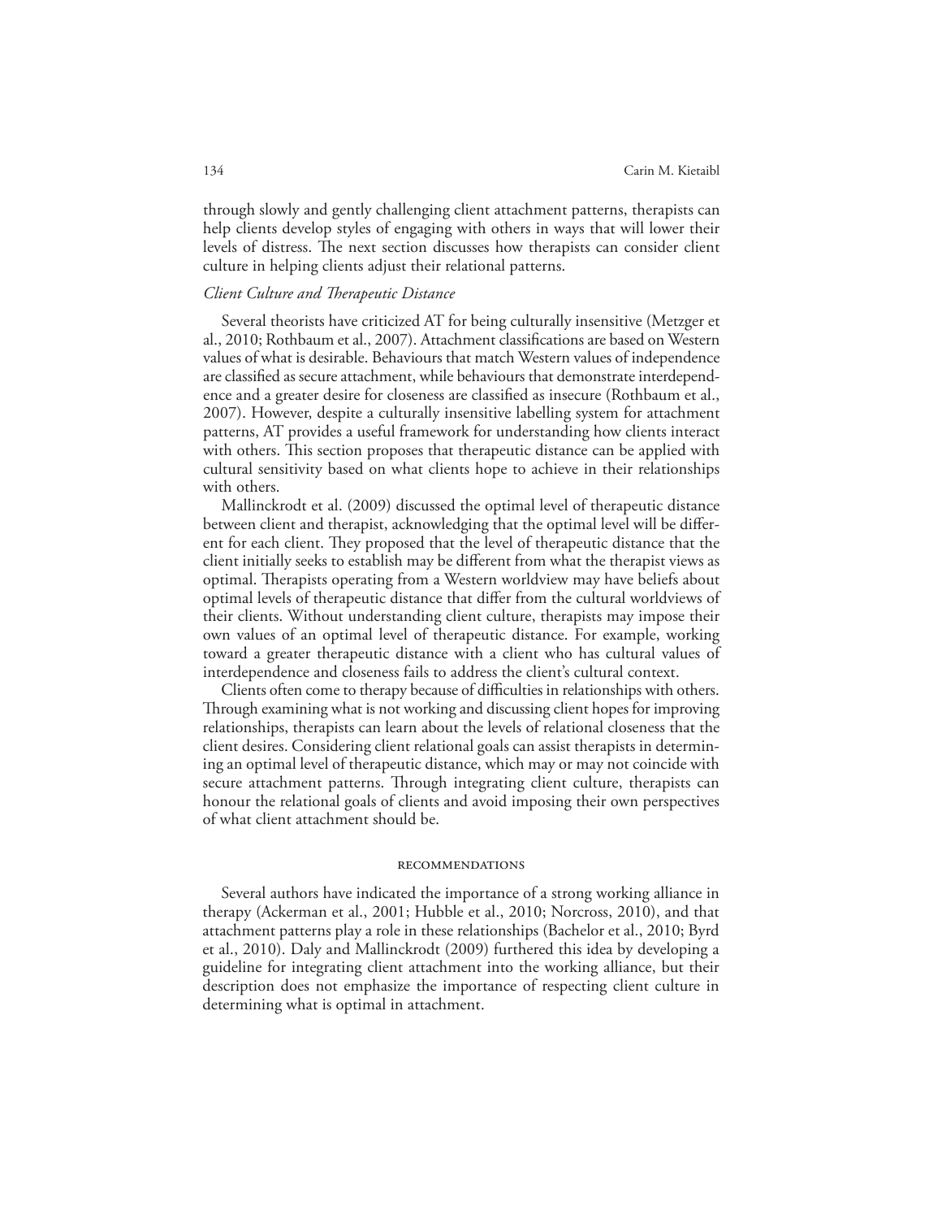through slowly and gently challenging client attachment patterns, therapists can help clients develop styles of engaging with others in ways that will lower their levels of distress. The next section discusses how therapists can consider client culture in helping clients adjust their relational patterns.

### *Client Culture and Therapeutic Distance*

Several theorists have criticized AT for being culturally insensitive (Metzger et al., 2010; Rothbaum et al., 2007). Attachment classifications are based on Western values of what is desirable. Behaviours that match Western values of independence are classified as secure attachment, while behaviours that demonstrate interdependence and a greater desire for closeness are classified as insecure (Rothbaum et al., 2007). However, despite a culturally insensitive labelling system for attachment patterns, AT provides a useful framework for understanding how clients interact with others. This section proposes that therapeutic distance can be applied with cultural sensitivity based on what clients hope to achieve in their relationships with others.

Mallinckrodt et al. (2009) discussed the optimal level of therapeutic distance between client and therapist, acknowledging that the optimal level will be different for each client. They proposed that the level of therapeutic distance that the client initially seeks to establish may be different from what the therapist views as optimal. Therapists operating from a Western worldview may have beliefs about optimal levels of therapeutic distance that differ from the cultural worldviews of their clients. Without understanding client culture, therapists may impose their own values of an optimal level of therapeutic distance. For example, working toward a greater therapeutic distance with a client who has cultural values of interdependence and closeness fails to address the client's cultural context.

Clients often come to therapy because of difficulties in relationships with others. Through examining what is not working and discussing client hopes for improving relationships, therapists can learn about the levels of relational closeness that the client desires. Considering client relational goals can assist therapists in determining an optimal level of therapeutic distance, which may or may not coincide with secure attachment patterns. Through integrating client culture, therapists can honour the relational goals of clients and avoid imposing their own perspectives of what client attachment should be.

## RECOMMENDATIONS

Several authors have indicated the importance of a strong working alliance in therapy (Ackerman et al., 2001; Hubble et al., 2010; Norcross, 2010), and that attachment patterns play a role in these relationships (Bachelor et al., 2010; Byrd et al., 2010). Daly and Mallinckrodt (2009) furthered this idea by developing a guideline for integrating client attachment into the working alliance, but their description does not emphasize the importance of respecting client culture in determining what is optimal in attachment.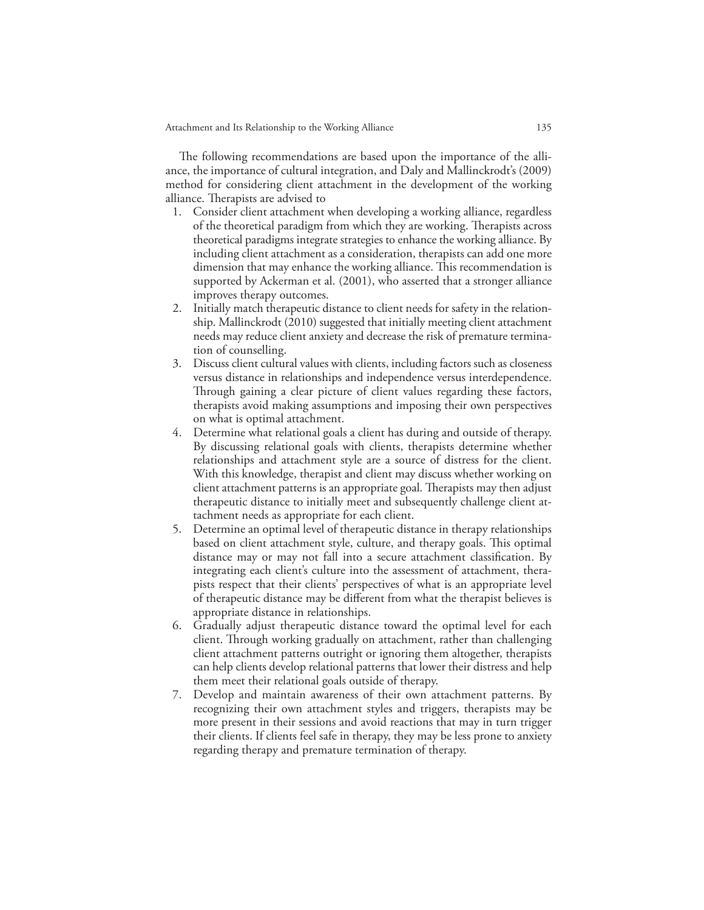The following recommendations are based upon the importance of the alliance, the importance of cultural integration, and Daly and Mallinckrodt's (2009) method for considering client attachment in the development of the working alliance. Therapists are advised to

1. Consider client attachment when developing a working alliance, regardless of the theoretical paradigm from which they are working. Therapists across theoretical paradigms integrate strategies to enhance the working alliance. By including client attachment as a consideration, therapists can add one more dimension that may enhance the working alliance. This recommendation is supported by Ackerman et al. (2001), who asserted that a stronger alliance improves therapy outcomes.
2. Initially match therapeutic distance to client needs for safety in the relationship. Mallinckrodt (2010) suggested that initially meeting client attachment needs may reduce client anxiety and decrease the risk of premature termination of counselling.
3. Discuss client cultural values with clients, including factors such as closeness versus distance in relationships and independence versus interdependence. Through gaining a clear picture of client values regarding these factors, therapists avoid making assumptions and imposing their own perspectives on what is optimal attachment.
4. Determine what relational goals a client has during and outside of therapy. By discussing relational goals with clients, therapists determine whether relationships and attachment style are a source of distress for the client. With this knowledge, therapist and client may discuss whether working on client attachment patterns is an appropriate goal. Therapists may then adjust therapeutic distance to initially meet and subsequently challenge client attachment needs as appropriate for each client.
5. Determine an optimal level of therapeutic distance in therapy relationships based on client attachment style, culture, and therapy goals. This optimal distance may or may not fall into a secure attachment classification. By integrating each client's culture into the assessment of attachment, therapists respect that their clients' perspectives of what is an appropriate level of therapeutic distance may be different from what the therapist believes is appropriate distance in relationships.
6. Gradually adjust therapeutic distance toward the optimal level for each client. Through working gradually on attachment, rather than challenging client attachment patterns outright or ignoring them altogether, therapists can help clients develop relational patterns that lower their distress and help them meet their relational goals outside of therapy.
7. Develop and maintain awareness of their own attachment patterns. By recognizing their own attachment styles and triggers, therapists may be more present in their sessions and avoid reactions that may in turn trigger their clients. If clients feel safe in therapy, they may be less prone to anxiety regarding therapy and premature termination of therapy.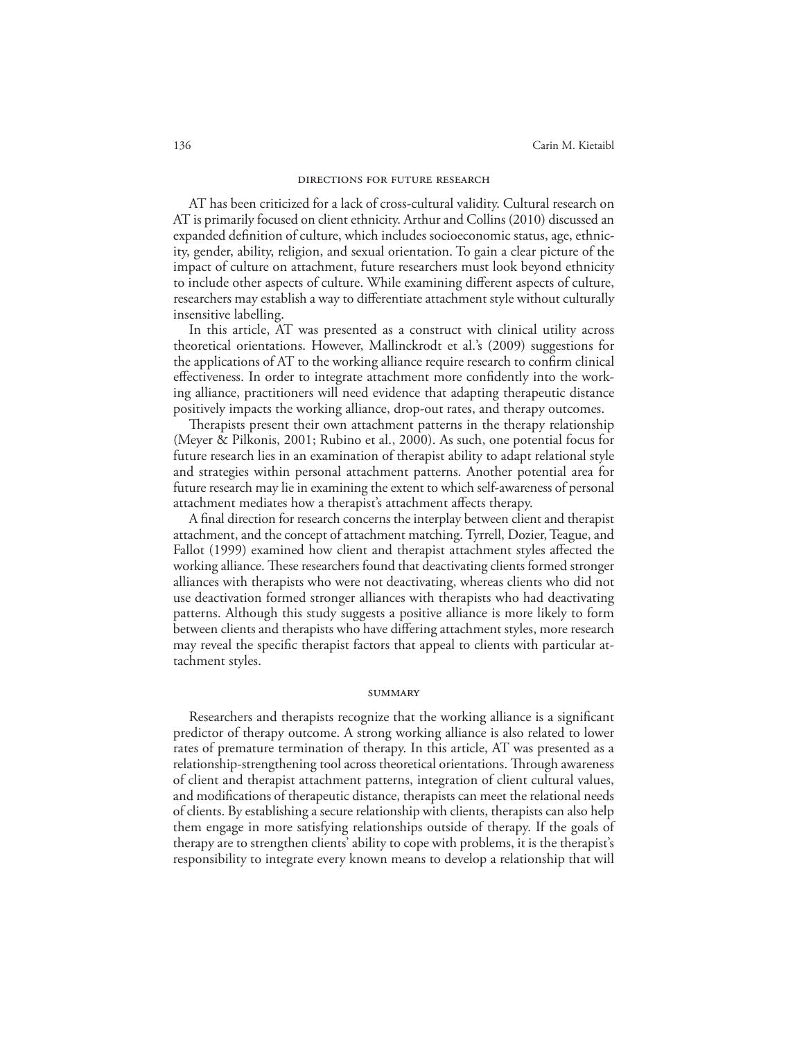## DIRECTIONS FOR FUTURE RESEARCH

AT has been criticized for a lack of cross-cultural validity. Cultural research on AT is primarily focused on client ethnicity. Arthur and Collins (2010) discussed an expanded definition of culture, which includes socioeconomic status, age, ethnicity, gender, ability, religion, and sexual orientation. To gain a clear picture of the impact of culture on attachment, future researchers must look beyond ethnicity to include other aspects of culture. While examining different aspects of culture, researchers may establish a way to differentiate attachment style without culturally insensitive labelling.

In this article, AT was presented as a construct with clinical utility across theoretical orientations. However, Mallinckrodt et al.'s (2009) suggestions for the applications of AT to the working alliance require research to confirm clinical effectiveness. In order to integrate attachment more confidently into the working alliance, practitioners will need evidence that adapting therapeutic distance positively impacts the working alliance, drop-out rates, and therapy outcomes.

Therapists present their own attachment patterns in the therapy relationship (Meyer & Pilkonis, 2001; Rubino et al., 2000). As such, one potential focus for future research lies in an examination of therapist ability to adapt relational style and strategies within personal attachment patterns. Another potential area for future research may lie in examining the extent to which self-awareness of personal attachment mediates how a therapist's attachment affects therapy.

A final direction for research concerns the interplay between client and therapist attachment, and the concept of attachment matching. Tyrrell, Dozier, Teague, and Fallot (1999) examined how client and therapist attachment styles affected the working alliance. These researchers found that deactivating clients formed stronger alliances with therapists who were not deactivating, whereas clients who did not use deactivation formed stronger alliances with therapists who had deactivating patterns. Although this study suggests a positive alliance is more likely to form between clients and therapists who have differing attachment styles, more research may reveal the specific therapist factors that appeal to clients with particular attachment styles.

## SUMMARY

Researchers and therapists recognize that the working alliance is a significant predictor of therapy outcome. A strong working alliance is also related to lower rates of premature termination of therapy. In this article, AT was presented as a relationship-strengthening tool across theoretical orientations. Through awareness of client and therapist attachment patterns, integration of client cultural values, and modifications of therapeutic distance, therapists can meet the relational needs of clients. By establishing a secure relationship with clients, therapists can also help them engage in more satisfying relationships outside of therapy. If the goals of therapy are to strengthen clients' ability to cope with problems, it is the therapist's responsibility to integrate every known means to develop a relationship that will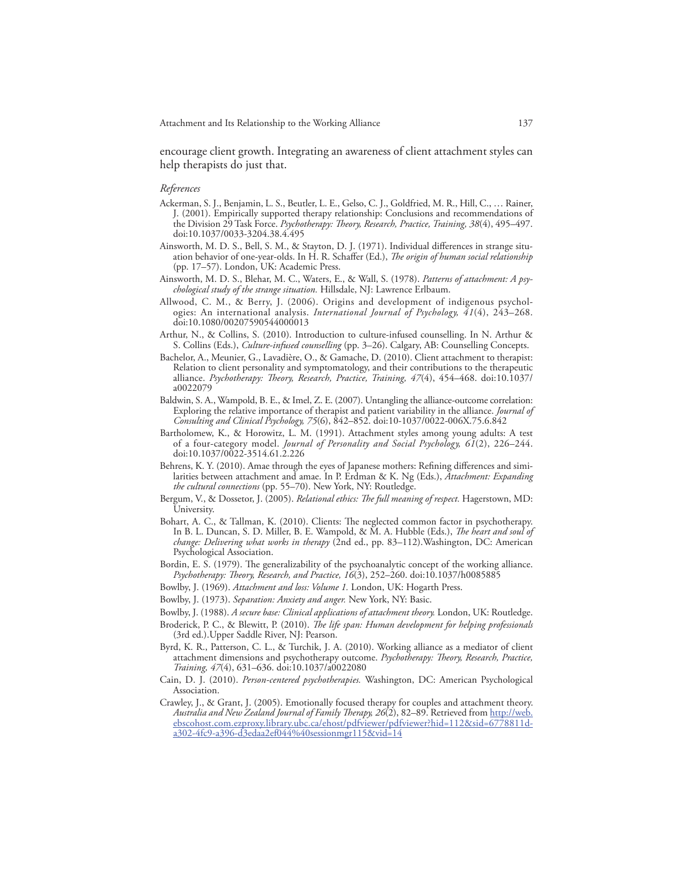encourage client growth. Integrating an awareness of client attachment styles can help therapists do just that.

*References*

Ackerman, S. J., Benjamin, L. S., Beutler, L. E., Gelso, C. J., Goldfried, M. R., Hill, C., … Rainer, J. (2001). Empirically supported therapy relationship: Conclusions and recommendations of the Division 29 Task Force. *Psychotherapy: Theory, Research, Practice, Training, 38*(4), 495–497. doi:10.1037/0033-3204.38.4.495

Ainsworth, M. D. S., Bell, S. M., & Stayton, D. J. (1971). Individual differences in strange situation behavior of one-year-olds. In H. R. Schaffer (Ed.), *The origin of human social relationship* (pp. 17–57). London, UK: Academic Press.

Ainsworth, M. D. S., Blehar, M. C., Waters, E., & Wall, S. (1978). *Patterns of attachment: A psychological study of the strange situation.* Hillsdale, NJ: Lawrence Erlbaum.

Allwood, C. M., & Berry, J. (2006). Origins and development of indigenous psychologies: An international analysis. *International Journal of Psychology, 41*(4), 243–268. doi:10.1080/00207590544000013

Arthur, N., & Collins, S. (2010). Introduction to culture-infused counselling. In N. Arthur & S. Collins (Eds.), *Culture-infused counselling* (pp. 3–26). Calgary, AB: Counselling Concepts.

Bachelor, A., Meunier, G., Lavadière, O., & Gamache, D. (2010). Client attachment to therapist: Relation to client personality and symptomatology, and their contributions to the therapeutic alliance. *Psychotherapy: Theory, Research, Practice, Training, 47*(4), 454–468. doi:10.1037/a0022079

Baldwin, S. A., Wampold, B. E., & Imel, Z. E. (2007). Untangling the alliance-outcome correlation: Exploring the relative importance of therapist and patient variability in the alliance. *Journal of Consulting and Clinical Psychology, 75*(6), 842–852. doi:10-1037/0022-006X.75.6.842

Bartholomew, K., & Horowitz, L. M. (1991). Attachment styles among young adults: A test of a four-category model. *Journal of Personality and Social Psychology, 61*(2), 226–244. doi:10.1037/0022-3514.61.2.226

Behrens, K. Y. (2010). Amae through the eyes of Japanese mothers: Refining differences and similarities between attachment and amae. In P. Erdman & K. Ng (Eds.), *Attachment: Expanding the cultural connections* (pp. 55–70). New York, NY: Routledge.

Bergum, V., & Dossetor, J. (2005). *Relational ethics: The full meaning of respect.* Hagerstown, MD: University.

Bohart, A. C., & Tallman, K. (2010). Clients: The neglected common factor in psychotherapy. In B. L. Duncan, S. D. Miller, B. E. Wampold, & M. A. Hubble (Eds.), *The heart and soul of change: Delivering what works in therapy* (2nd ed., pp. 83–112).Washington, DC: American Psychological Association.

Bordin, E. S. (1979). The generalizability of the psychoanalytic concept of the working alliance. *Psychotherapy: Theory, Research, and Practice, 16*(3), 252–260. doi:10.1037/h0085885

Bowlby, J. (1969). *Attachment and loss: Volume 1.* London, UK: Hogarth Press.

Bowlby, J. (1973). *Separation: Anxiety and anger.* New York, NY: Basic.

Bowlby, J. (1988). *A secure base: Clinical applications of attachment theory.* London, UK: Routledge.

Broderick, P. C., & Blewitt, P. (2010). *The life span: Human development for helping professionals* (3rd ed.).Upper Saddle River, NJ: Pearson.

Byrd, K. R., Patterson, C. L., & Turchik, J. A. (2010). Working alliance as a mediator of client attachment dimensions and psychotherapy outcome. *Psychotherapy: Theory, Research, Practice, Training, 47*(4), 631–636. doi:10.1037/a0022080

Cain, D. J. (2010). *Person-centered psychotherapies.* Washington, DC: American Psychological Association.

Crawley, J., & Grant, J. (2005). Emotionally focused therapy for couples and attachment theory. *Australia and New Zealand Journal of Family Therapy, 26*(2), 82–89. Retrieved from http://web.ebscohost.com.ezproxy.library.ubc.ca/ehost/pdfviewer/pdfviewer?hid=112&sid=6778811d-a302-4fc9-a396-d3edaa2ef044%40sessionmgr115&vid=14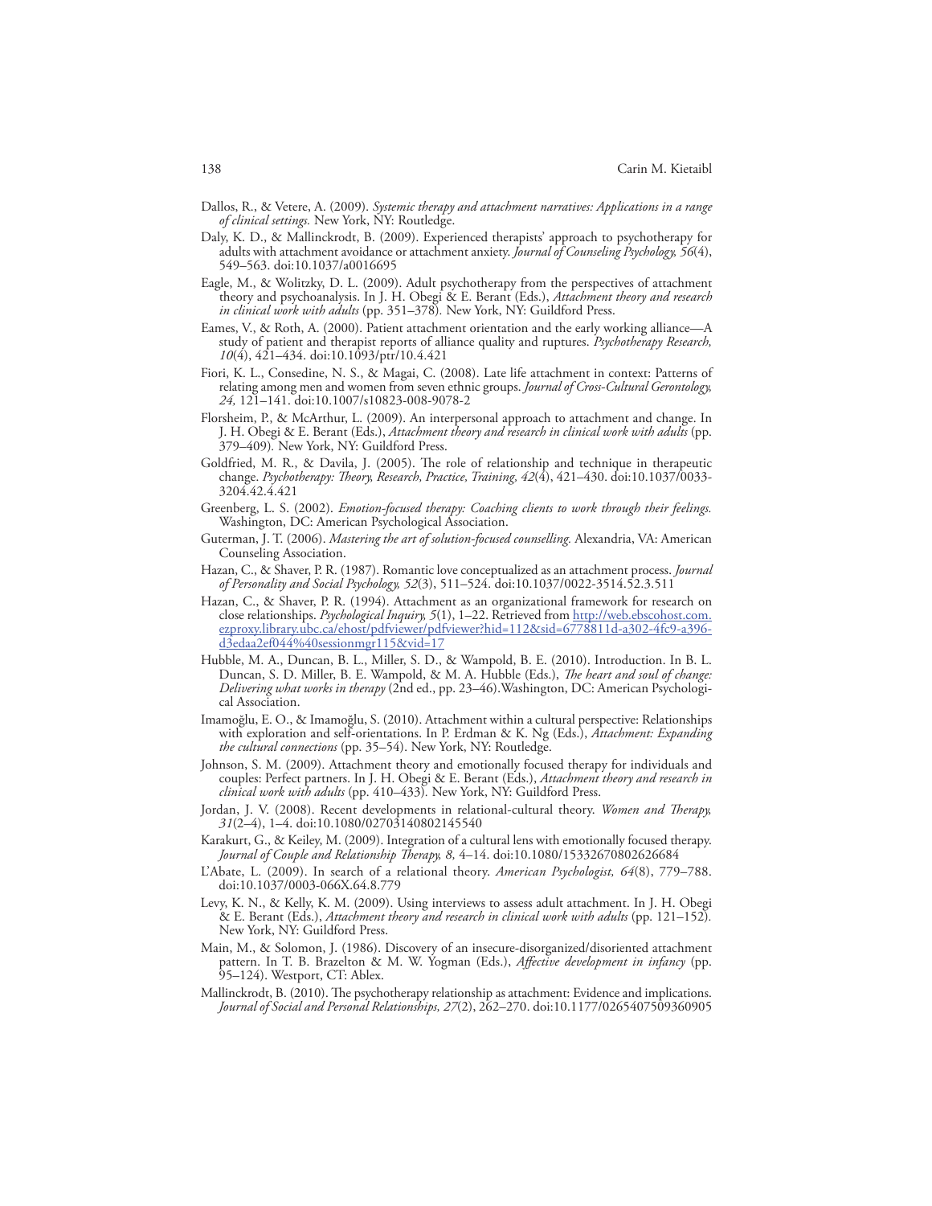Dallos, R., & Vetere, A. (2009). *Systemic therapy and attachment narratives: Applications in a range of clinical settings.* New York, NY: Routledge.

Daly, K. D., & Mallinckrodt, B. (2009). Experienced therapists' approach to psychotherapy for adults with attachment avoidance or attachment anxiety. *Journal of Counseling Psychology, 56*(4), 549–563. doi:10.1037/a0016695

Eagle, M., & Wolitzky, D. L. (2009). Adult psychotherapy from the perspectives of attachment theory and psychoanalysis. In J. H. Obegi & E. Berant (Eds.), *Attachment theory and research in clinical work with adults* (pp. 351–378)*.* New York, NY: Guildford Press.

Eames, V., & Roth, A. (2000). Patient attachment orientation and the early working alliance—A study of patient and therapist reports of alliance quality and ruptures. *Psychotherapy Research, 10*(4), 421–434. doi:10.1093/ptr/10.4.421

Fiori, K. L., Consedine, N. S., & Magai, C. (2008). Late life attachment in context: Patterns of relating among men and women from seven ethnic groups. *Journal of Cross-Cultural Gerontology, 24,* 121–141. doi:10.1007/s10823-008-9078-2

Florsheim, P., & McArthur, L. (2009). An interpersonal approach to attachment and change. In J. H. Obegi & E. Berant (Eds.), *Attachment theory and research in clinical work with adults* (pp. 379–409)*.* New York, NY: Guildford Press.

Goldfried, M. R., & Davila, J. (2005). The role of relationship and technique in therapeutic change. *Psychotherapy: Theory, Research, Practice, Training, 42*(4), 421–430. doi:10.1037/0033-3204.42.4.421

Greenberg, L. S. (2002). *Emotion-focused therapy: Coaching clients to work through their feelings.* Washington, DC: American Psychological Association.

Guterman, J. T. (2006). *Mastering the art of solution-focused counselling.* Alexandria, VA: American Counseling Association.

Hazan, C., & Shaver, P. R. (1987). Romantic love conceptualized as an attachment process. *Journal of Personality and Social Psychology, 52*(3), 511–524. doi:10.1037/0022-3514.52.3.511

Hazan, C., & Shaver, P. R. (1994). Attachment as an organizational framework for research on close relationships. *Psychological Inquiry, 5*(1), 1–22. Retrieved from http://web.ebscohost.com.ezproxy.library.ubc.ca/ehost/pdfviewer/pdfviewer?hid=112&sid=6778811d-a302-4fc9-a396-d3edaa2ef044%40sessionmgr115&vid=17

Hubble, M. A., Duncan, B. L., Miller, S. D., & Wampold, B. E. (2010). Introduction. In B. L. Duncan, S. D. Miller, B. E. Wampold, & M. A. Hubble (Eds.), *The heart and soul of change: Delivering what works in therapy* (2nd ed., pp. 23–46).Washington, DC: American Psychological Association.

Imamoğlu, E. O., & Imamoğlu, S. (2010). Attachment within a cultural perspective: Relationships with exploration and self-orientations. In P. Erdman & K. Ng (Eds.), *Attachment: Expanding the cultural connections* (pp. 35–54). New York, NY: Routledge.

Johnson, S. M. (2009). Attachment theory and emotionally focused therapy for individuals and couples: Perfect partners. In J. H. Obegi & E. Berant (Eds.), *Attachment theory and research in clinical work with adults* (pp. 410–433)*.* New York, NY: Guildford Press.

Jordan, J. V. (2008). Recent developments in relational-cultural theory. *Women and Therapy, 31*(2–4), 1–4. doi:10.1080/02703140802145540

Karakurt, G., & Keiley, M. (2009). Integration of a cultural lens with emotionally focused therapy. *Journal of Couple and Relationship Therapy, 8,* 4–14. doi:10.1080/15332670802626684

L'Abate, L. (2009). In search of a relational theory. *American Psychologist, 64*(8), 779–788. doi:10.1037/0003-066X.64.8.779

Levy, K. N., & Kelly, K. M. (2009). Using interviews to assess adult attachment. In J. H. Obegi & E. Berant (Eds.), *Attachment theory and research in clinical work with adults* (pp. 121–152)*.* New York, NY: Guildford Press.

Main, M., & Solomon, J. (1986). Discovery of an insecure-disorganized/disoriented attachment pattern. In T. B. Brazelton & M. W. Yogman (Eds.), *Affective development in infancy* (pp. 95–124). Westport, CT: Ablex.

Mallinckrodt, B. (2010). The psychotherapy relationship as attachment: Evidence and implications. *Journal of Social and Personal Relationships, 27*(2), 262–270. doi:10.1177/0265407509360905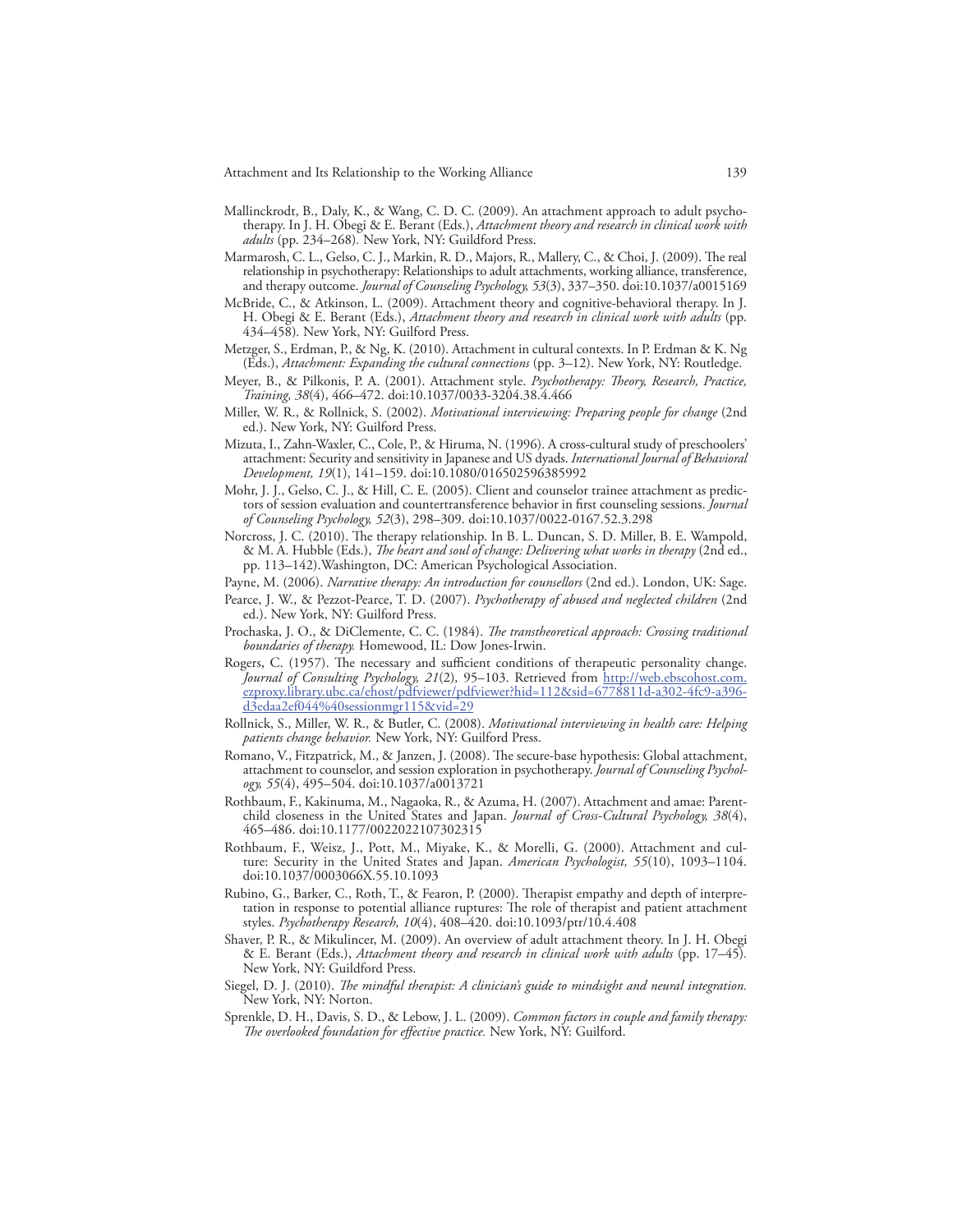Mallinckrodt, B., Daly, K., & Wang, C. D. C. (2009). An attachment approach to adult psychotherapy. In J. H. Obegi & E. Berant (Eds.), *Attachment theory and research in clinical work with adults* (pp. 234–268)*.* New York, NY: Guildford Press.

Marmarosh, C. L., Gelso, C. J., Markin, R. D., Majors, R., Mallery, C., & Choi, J. (2009). The real relationship in psychotherapy: Relationships to adult attachments, working alliance, transference, and therapy outcome. *Journal of Counseling Psychology, 53*(3), 337–350. doi:10.1037/a0015169

McBride, C., & Atkinson, L. (2009). Attachment theory and cognitive-behavioral therapy. In J. H. Obegi & E. Berant (Eds.), *Attachment theory and research in clinical work with adults* (pp. 434–458)*.* New York, NY: Guilford Press.

Metzger, S., Erdman, P., & Ng, K. (2010). Attachment in cultural contexts. In P. Erdman & K. Ng (Eds.), *Attachment: Expanding the cultural connections* (pp. 3–12). New York, NY: Routledge.

Meyer, B., & Pilkonis, P. A. (2001). Attachment style. *Psychotherapy: Theory, Research, Practice, Training, 38*(4), 466–472. doi:10.1037/0033-3204.38.4.466

Miller, W. R., & Rollnick, S. (2002). *Motivational interviewing: Preparing people for change* (2nd ed.). New York, NY: Guilford Press.

Mizuta, I., Zahn-Waxler, C., Cole, P., & Hiruma, N. (1996). A cross-cultural study of preschoolers' attachment: Security and sensitivity in Japanese and US dyads. *International Journal of Behavioral Development, 19*(1), 141–159. doi:10.1080/016502596385992

Mohr, J. J., Gelso, C. J., & Hill, C. E. (2005). Client and counselor trainee attachment as predictors of session evaluation and countertransference behavior in first counseling sessions. *Journal of Counseling Psychology, 52*(3), 298–309. doi:10.1037/0022-0167.52.3.298

Norcross, J. C. (2010). The therapy relationship. In B. L. Duncan, S. D. Miller, B. E. Wampold, & M. A. Hubble (Eds.), *The heart and soul of change: Delivering what works in therapy* (2nd ed., pp. 113–142).Washington, DC: American Psychological Association.

Payne, M. (2006). *Narrative therapy: An introduction for counsellors* (2nd ed.). London, UK: Sage.

Pearce, J. W., & Pezzot-Pearce, T. D. (2007). *Psychotherapy of abused and neglected children* (2nd ed.). New York, NY: Guilford Press.

Prochaska, J. O., & DiClemente, C. C. (1984). *The transtheoretical approach: Crossing traditional boundaries of therapy.* Homewood, IL: Dow Jones-Irwin.

Rogers, C. (1957). The necessary and sufficient conditions of therapeutic personality change. *Journal of Consulting Psychology, 21*(2)*,* 95–103. Retrieved from http://web.ebscohost.com.ezproxy.library.ubc.ca/ehost/pdfviewer/pdfviewer?hid=112&sid=6778811d-a302-4fc9-a396-d3edaa2ef044%40sessionmgr115&vid=29

Rollnick, S., Miller, W. R., & Butler, C. (2008). *Motivational interviewing in health care: Helping patients change behavior.* New York, NY: Guilford Press.

Romano, V., Fitzpatrick, M., & Janzen, J. (2008). The secure-base hypothesis: Global attachment, attachment to counselor, and session exploration in psychotherapy. *Journal of Counseling Psychology, 55*(4), 495–504. doi:10.1037/a0013721

Rothbaum, F., Kakinuma, M., Nagaoka, R., & Azuma, H. (2007). Attachment and amae: Parent-child closeness in the United States and Japan. *Journal of Cross-Cultural Psychology, 38*(4), 465–486. doi:10.1177/0022022107302315

Rothbaum, F., Weisz, J., Pott, M., Miyake, K., & Morelli, G. (2000). Attachment and culture: Security in the United States and Japan. *American Psychologist, 55*(10), 1093–1104. doi:10.1037/0003066X.55.10.1093

Rubino, G., Barker, C., Roth, T., & Fearon, P. (2000). Therapist empathy and depth of interpretation in response to potential alliance ruptures: The role of therapist and patient attachment styles. *Psychotherapy Research, 10*(4), 408–420. doi:10.1093/ptr/10.4.408

Shaver, P. R., & Mikulincer, M. (2009). An overview of adult attachment theory. In J. H. Obegi & E. Berant (Eds.), *Attachment theory and research in clinical work with adults* (pp. 17–45)*.* New York, NY: Guildford Press.

Siegel, D. J. (2010). *The mindful therapist: A clinician's guide to mindsight and neural integration.* New York, NY: Norton.

Sprenkle, D. H., Davis, S. D., & Lebow, J. L. (2009). *Common factors in couple and family therapy: The overlooked foundation for effective practice.* New York, NY: Guilford.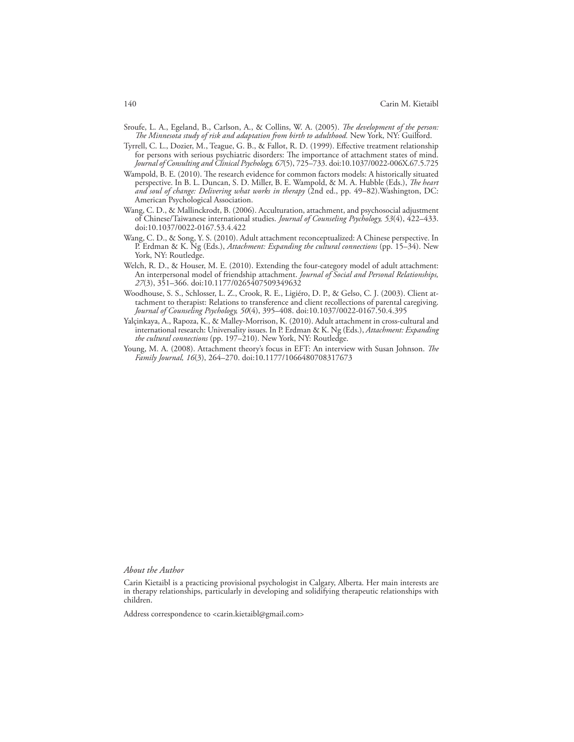Sroufe, L. A., Egeland, B., Carlson, A., & Collins, W. A. (2005). *The development of the person: The Minnesota study of risk and adaptation from birth to adulthood.* New York, NY: Guilford.

Tyrrell, C. L., Dozier, M., Teague, G. B., & Fallot, R. D. (1999). Effective treatment relationship for persons with serious psychiatric disorders: The importance of attachment states of mind. *Journal of Consulting and Clinical Psychology, 67*(5), 725–733. doi:10.1037/0022-006X.67.5.725

Wampold, B. E. (2010). The research evidence for common factors models: A historically situated perspective. In B. L. Duncan, S. D. Miller, B. E. Wampold, & M. A. Hubble (Eds.), *The heart and soul of change: Delivering what works in therapy* (2nd ed., pp. 49–82).Washington, DC: American Psychological Association.

Wang, C. D., & Mallinckrodt, B. (2006). Acculturation, attachment, and psychosocial adjustment of Chinese/Taiwanese international studies. *Journal of Counseling Psychology, 53*(4), 422–433. doi:10.1037/0022-0167.53.4.422

Wang, C. D., & Song, Y. S. (2010). Adult attachment reconceptualized: A Chinese perspective. In P. Erdman & K. Ng (Eds.), *Attachment: Expanding the cultural connections* (pp. 15–34). New York, NY: Routledge.

Welch, R. D., & Houser, M. E. (2010). Extending the four-category model of adult attachment: An interpersonal model of friendship attachment. *Journal of Social and Personal Relationships, 27*(3), 351–366. doi:10.1177/0265407509349632

Woodhouse, S. S., Schlosser, L. Z., Crook, R. E., Ligiéro, D. P., & Gelso, C. J. (2003). Client attachment to therapist: Relations to transference and client recollections of parental caregiving. *Journal of Counseling Psychology, 50*(4), 395–408. doi:10.1037/0022-0167.50.4.395

Yalçinkaya, A., Rapoza, K., & Malley-Morrison, K. (2010). Adult attachment in cross-cultural and international research: Universality issues. In P. Erdman & K. Ng (Eds.), *Attachment: Expanding the cultural connections* (pp. 197–210). New York, NY: Routledge.

Young, M. A. (2008). Attachment theory's focus in EFT: An interview with Susan Johnson. *The Family Journal, 16*(3), 264–270. doi:10.1177/1066480708317673

*About the Author*

Carin Kietaibl is a practicing provisional psychologist in Calgary, Alberta. Her main interests are in therapy relationships, particularly in developing and solidifying therapeutic relationships with children.

Address correspondence to <carin.kietaibl@gmail.com>